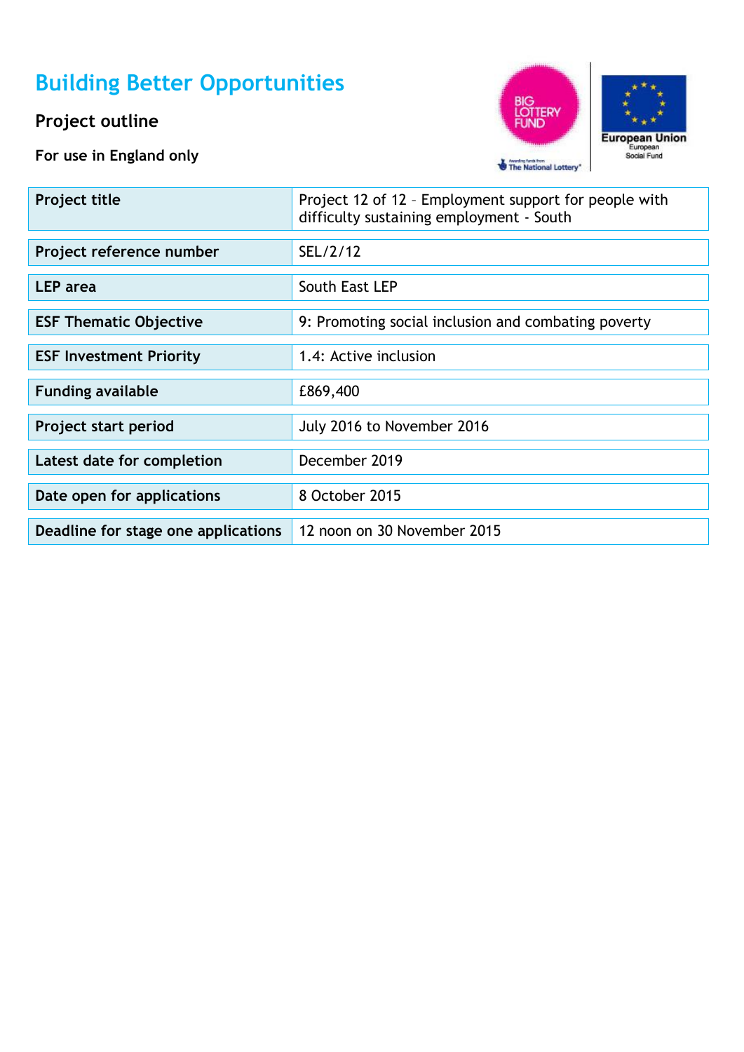# Building Better Opportunities

## Project outline

**For use in England only**

| | |
|---|---|
| **Project title** | Project 12 of 12 – Employment support for people with difficulty sustaining employment - South |
| **Project reference number** | SEL/2/12 |
| **LEP area** | South East LEP |
| **ESF Thematic Objective** | 9: Promoting social inclusion and combating poverty |
| **ESF Investment Priority** | 1.4: Active inclusion |
| **Funding available** | £869,400 |
| **Project start period** | July 2016 to November 2016 |
| **Latest date for completion** | December 2019 |
| **Date open for applications** | 8 October 2015 |
| **Deadline for stage one applications** | 12 noon on 30 November 2015 |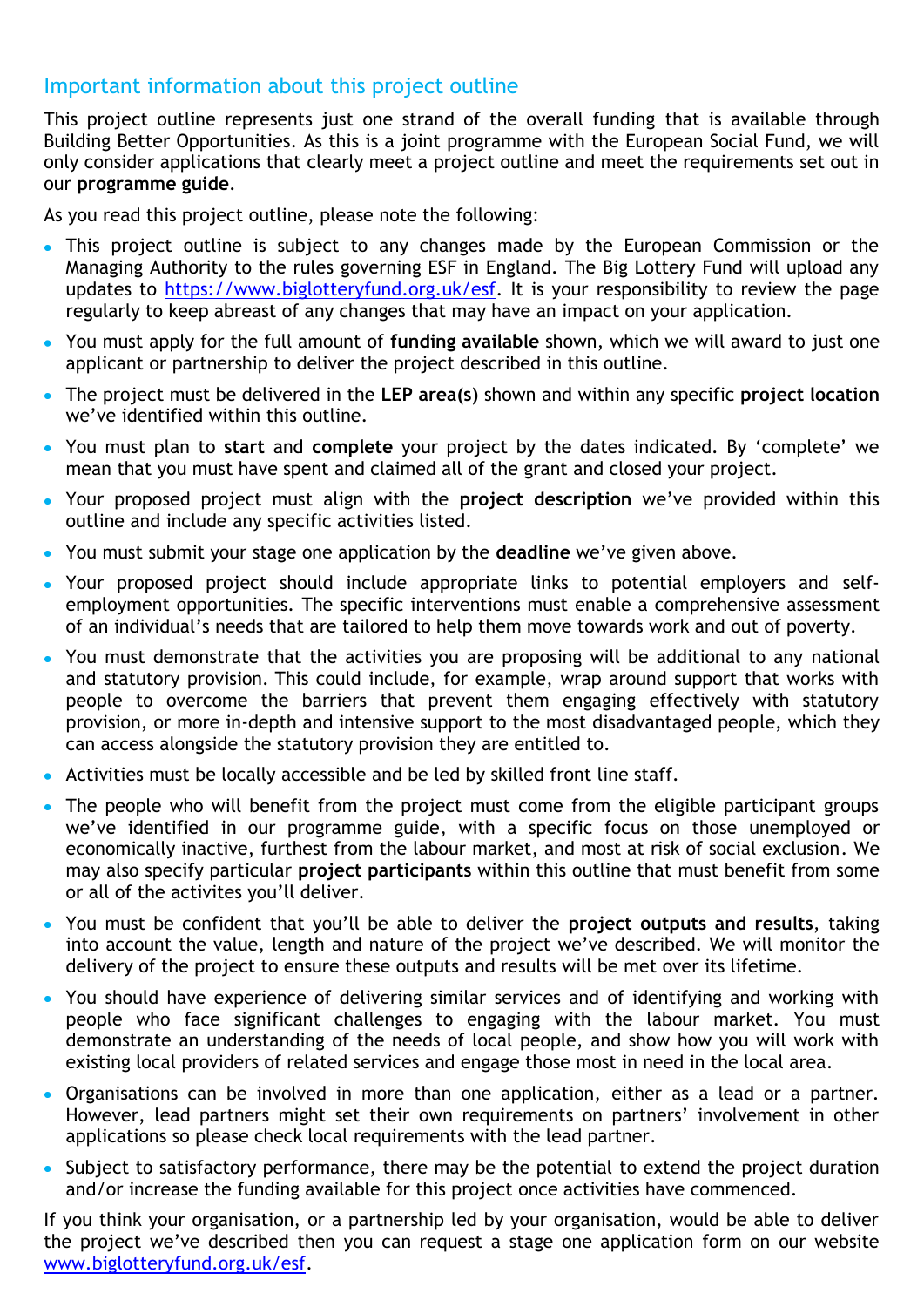## Important information about this project outline

This project outline represents just one strand of the overall funding that is available through Building Better Opportunities. As this is a joint programme with the European Social Fund, we will only consider applications that clearly meet a project outline and meet the requirements set out in our **programme guide**.

As you read this project outline, please note the following:

- This project outline is subject to any changes made by the European Commission or the Managing Authority to the rules governing ESF in England. The Big Lottery Fund will upload any updates to [https://www.biglotteryfund.org.uk/esf](https://www.biglotteryfund.org.uk/esf). It is your responsibility to review the page regularly to keep abreast of any changes that may have an impact on your application.
- You must apply for the full amount of **funding available** shown, which we will award to just one applicant or partnership to deliver the project described in this outline.
- The project must be delivered in the **LEP area(s)** shown and within any specific **project location** we've identified within this outline.
- You must plan to **start** and **complete** your project by the dates indicated. By 'complete' we mean that you must have spent and claimed all of the grant and closed your project.
- Your proposed project must align with the **project description** we've provided within this outline and include any specific activities listed.
- You must submit your stage one application by the **deadline** we've given above.
- Your proposed project should include appropriate links to potential employers and self-employment opportunities. The specific interventions must enable a comprehensive assessment of an individual's needs that are tailored to help them move towards work and out of poverty.
- You must demonstrate that the activities you are proposing will be additional to any national and statutory provision. This could include, for example, wrap around support that works with people to overcome the barriers that prevent them engaging effectively with statutory provision, or more in-depth and intensive support to the most disadvantaged people, which they can access alongside the statutory provision they are entitled to.
- Activities must be locally accessible and be led by skilled front line staff.
- The people who will benefit from the project must come from the eligible participant groups we've identified in our programme guide, with a specific focus on those unemployed or economically inactive, furthest from the labour market, and most at risk of social exclusion. We may also specify particular **project participants** within this outline that must benefit from some or all of the activites you'll deliver.
- You must be confident that you'll be able to deliver the **project outputs and results**, taking into account the value, length and nature of the project we've described. We will monitor the delivery of the project to ensure these outputs and results will be met over its lifetime.
- You should have experience of delivering similar services and of identifying and working with people who face significant challenges to engaging with the labour market. You must demonstrate an understanding of the needs of local people, and show how you will work with existing local providers of related services and engage those most in need in the local area.
- Organisations can be involved in more than one application, either as a lead or a partner. However, lead partners might set their own requirements on partners' involvement in other applications so please check local requirements with the lead partner.
- Subject to satisfactory performance, there may be the potential to extend the project duration and/or increase the funding available for this project once activities have commenced.

If you think your organisation, or a partnership led by your organisation, would be able to deliver the project we've described then you can request a stage one application form on our website [www.biglotteryfund.org.uk/esf](www.biglotteryfund.org.uk/esf).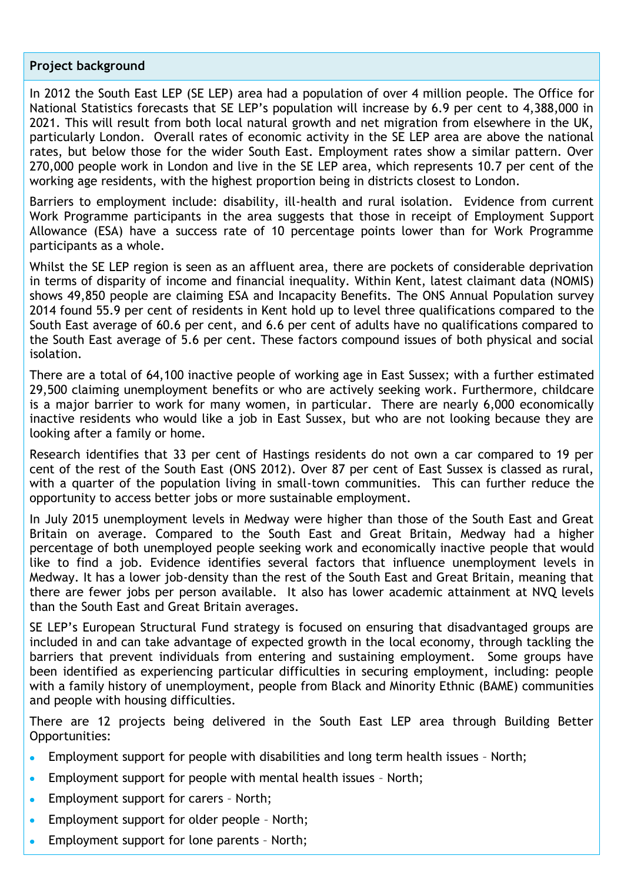## Project background

In 2012 the South East LEP (SE LEP) area had a population of over 4 million people. The Office for National Statistics forecasts that SE LEP's population will increase by 6.9 per cent to 4,388,000 in 2021. This will result from both local natural growth and net migration from elsewhere in the UK, particularly London. Overall rates of economic activity in the SE LEP area are above the national rates, but below those for the wider South East. Employment rates show a similar pattern. Over 270,000 people work in London and live in the SE LEP area, which represents 10.7 per cent of the working age residents, with the highest proportion being in districts closest to London.

Barriers to employment include: disability, ill-health and rural isolation. Evidence from current Work Programme participants in the area suggests that those in receipt of Employment Support Allowance (ESA) have a success rate of 10 percentage points lower than for Work Programme participants as a whole.

Whilst the SE LEP region is seen as an affluent area, there are pockets of considerable deprivation in terms of disparity of income and financial inequality. Within Kent, latest claimant data (NOMIS) shows 49,850 people are claiming ESA and Incapacity Benefits. The ONS Annual Population survey 2014 found 55.9 per cent of residents in Kent hold up to level three qualifications compared to the South East average of 60.6 per cent, and 6.6 per cent of adults have no qualifications compared to the South East average of 5.6 per cent. These factors compound issues of both physical and social isolation.

There are a total of 64,100 inactive people of working age in East Sussex; with a further estimated 29,500 claiming unemployment benefits or who are actively seeking work. Furthermore, childcare is a major barrier to work for many women, in particular. There are nearly 6,000 economically inactive residents who would like a job in East Sussex, but who are not looking because they are looking after a family or home.

Research identifies that 33 per cent of Hastings residents do not own a car compared to 19 per cent of the rest of the South East (ONS 2012). Over 87 per cent of East Sussex is classed as rural, with a quarter of the population living in small-town communities. This can further reduce the opportunity to access better jobs or more sustainable employment.

In July 2015 unemployment levels in Medway were higher than those of the South East and Great Britain on average. Compared to the South East and Great Britain, Medway had a higher percentage of both unemployed people seeking work and economically inactive people that would like to find a job. Evidence identifies several factors that influence unemployment levels in Medway. It has a lower job-density than the rest of the South East and Great Britain, meaning that there are fewer jobs per person available. It also has lower academic attainment at NVQ levels than the South East and Great Britain averages.

SE LEP's European Structural Fund strategy is focused on ensuring that disadvantaged groups are included in and can take advantage of expected growth in the local economy, through tackling the barriers that prevent individuals from entering and sustaining employment. Some groups have been identified as experiencing particular difficulties in securing employment, including: people with a family history of unemployment, people from Black and Minority Ethnic (BAME) communities and people with housing difficulties.

There are 12 projects being delivered in the South East LEP area through Building Better Opportunities:

- Employment support for people with disabilities and long term health issues – North;
- Employment support for people with mental health issues – North;
- Employment support for carers – North;
- Employment support for older people – North;
- Employment support for lone parents – North;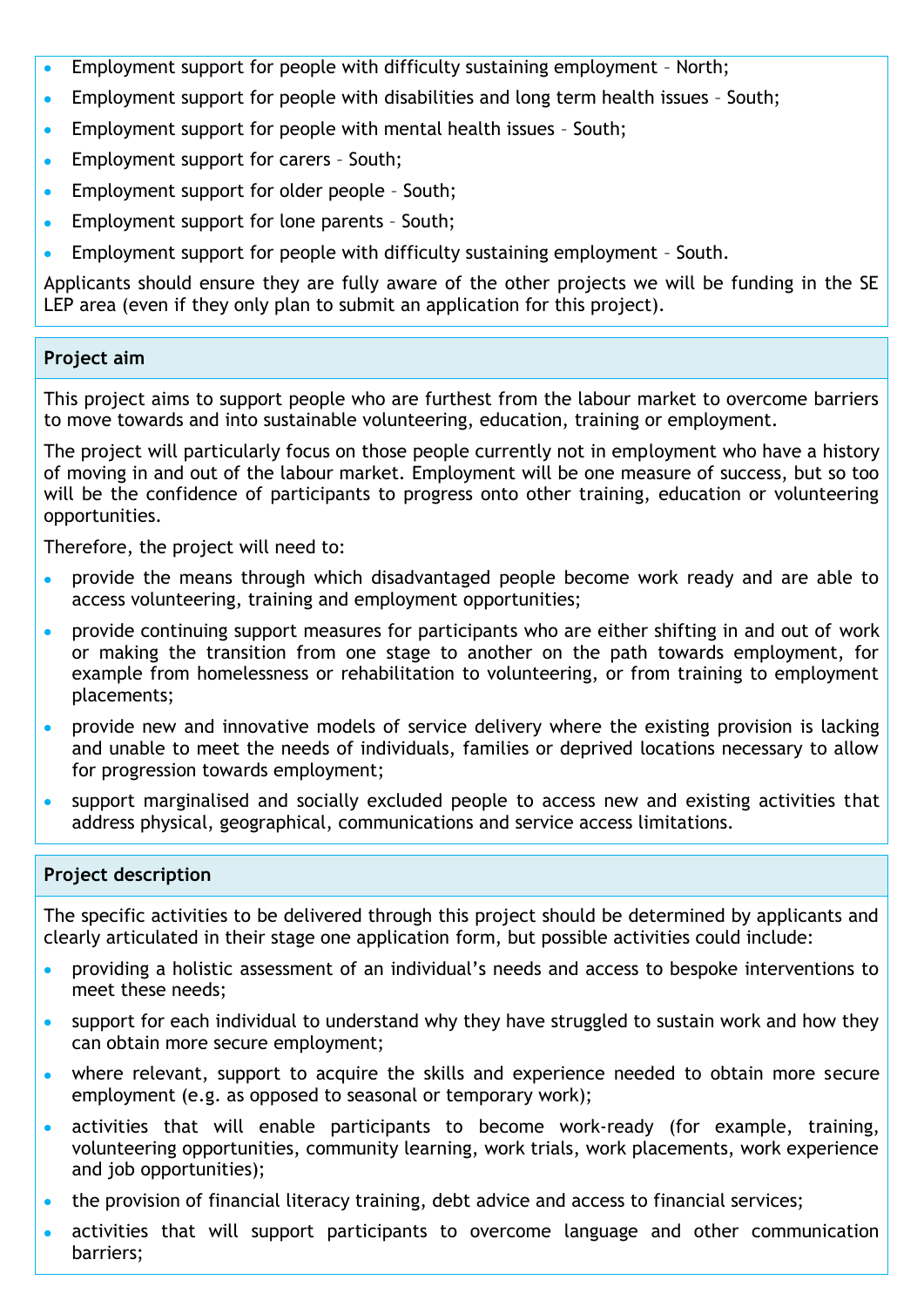- Employment support for people with difficulty sustaining employment – North;
- Employment support for people with disabilities and long term health issues – South;
- Employment support for people with mental health issues – South;
- Employment support for carers – South;
- Employment support for older people – South;
- Employment support for lone parents – South;
- Employment support for people with difficulty sustaining employment – South.

Applicants should ensure they are fully aware of the other projects we will be funding in the SE LEP area (even if they only plan to submit an application for this project).

**Project aim**

This project aims to support people who are furthest from the labour market to overcome barriers to move towards and into sustainable volunteering, education, training or employment.

The project will particularly focus on those people currently not in employment who have a history of moving in and out of the labour market. Employment will be one measure of success, but so too will be the confidence of participants to progress onto other training, education or volunteering opportunities.

Therefore, the project will need to:

- provide the means through which disadvantaged people become work ready and are able to access volunteering, training and employment opportunities;
- provide continuing support measures for participants who are either shifting in and out of work or making the transition from one stage to another on the path towards employment, for example from homelessness or rehabilitation to volunteering, or from training to employment placements;
- provide new and innovative models of service delivery where the existing provision is lacking and unable to meet the needs of individuals, families or deprived locations necessary to allow for progression towards employment;
- support marginalised and socially excluded people to access new and existing activities that address physical, geographical, communications and service access limitations.

**Project description**

The specific activities to be delivered through this project should be determined by applicants and clearly articulated in their stage one application form, but possible activities could include:

- providing a holistic assessment of an individual's needs and access to bespoke interventions to meet these needs;
- support for each individual to understand why they have struggled to sustain work and how they can obtain more secure employment;
- where relevant, support to acquire the skills and experience needed to obtain more secure employment (e.g. as opposed to seasonal or temporary work);
- activities that will enable participants to become work-ready (for example, training, volunteering opportunities, community learning, work trials, work placements, work experience and job opportunities);
- the provision of financial literacy training, debt advice and access to financial services;
- activities that will support participants to overcome language and other communication barriers;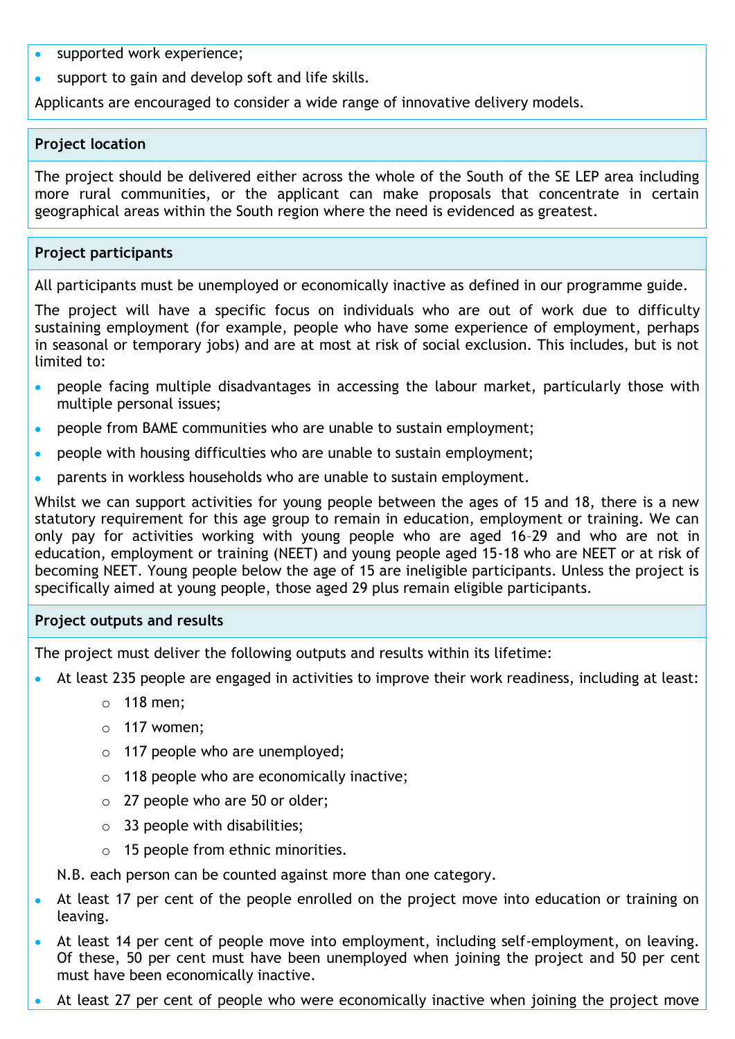- supported work experience;
- support to gain and develop soft and life skills.

Applicants are encouraged to consider a wide range of innovative delivery models.

### Project location

The project should be delivered either across the whole of the South of the SE LEP area including more rural communities, or the applicant can make proposals that concentrate in certain geographical areas within the South region where the need is evidenced as greatest.

### Project participants

All participants must be unemployed or economically inactive as defined in our programme guide.

The project will have a specific focus on individuals who are out of work due to difficulty sustaining employment (for example, people who have some experience of employment, perhaps in seasonal or temporary jobs) and are at most at risk of social exclusion. This includes, but is not limited to:

- people facing multiple disadvantages in accessing the labour market, particularly those with multiple personal issues;
- people from BAME communities who are unable to sustain employment;
- people with housing difficulties who are unable to sustain employment;
- parents in workless households who are unable to sustain employment.

Whilst we can support activities for young people between the ages of 15 and 18, there is a new statutory requirement for this age group to remain in education, employment or training. We can only pay for activities working with young people who are aged 16–29 and who are not in education, employment or training (NEET) and young people aged 15-18 who are NEET or at risk of becoming NEET. Young people below the age of 15 are ineligible participants. Unless the project is specifically aimed at young people, those aged 29 plus remain eligible participants.

### Project outputs and results

The project must deliver the following outputs and results within its lifetime:

- At least 235 people are engaged in activities to improve their work readiness, including at least:
  - 118 men;
  - 117 women;
  - 117 people who are unemployed;
  - 118 people who are economically inactive;
  - 27 people who are 50 or older;
  - 33 people with disabilities;
  - 15 people from ethnic minorities.

  N.B. each person can be counted against more than one category.
- At least 17 per cent of the people enrolled on the project move into education or training on leaving.
- At least 14 per cent of people move into employment, including self-employment, on leaving. Of these, 50 per cent must have been unemployed when joining the project and 50 per cent must have been economically inactive.
- At least 27 per cent of people who were economically inactive when joining the project move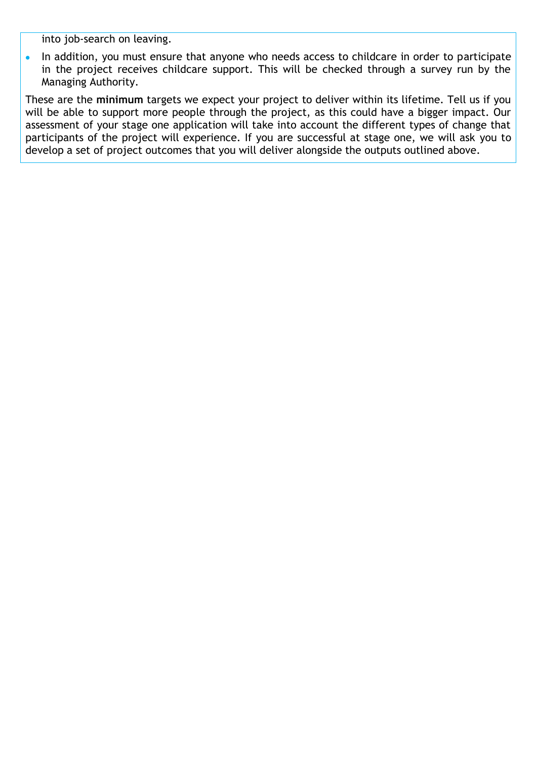into job-search on leaving.

- In addition, you must ensure that anyone who needs access to childcare in order to participate in the project receives childcare support. This will be checked through a survey run by the Managing Authority.

These are the **minimum** targets we expect your project to deliver within its lifetime. Tell us if you will be able to support more people through the project, as this could have a bigger impact. Our assessment of your stage one application will take into account the different types of change that participants of the project will experience. If you are successful at stage one, we will ask you to develop a set of project outcomes that you will deliver alongside the outputs outlined above.